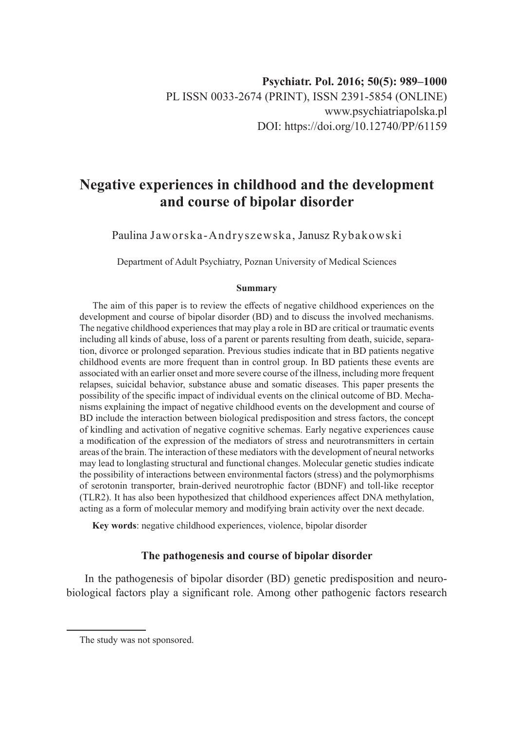Psychiatr. Pol. 2016; 50(5): 989–1000
PL ISSN 0033-2674 (PRINT), ISSN 2391-5854 (ONLINE)
www.psychiatriapolska.pl
DOI: https://doi.org/10.12740/PP/61159

# Negative experiences in childhood and the development and course of bipolar disorder

Paulina Jaworska-Andryszewska, Janusz Rybakowski

Department of Adult Psychiatry, Poznan University of Medical Sciences

### Summary

The aim of this paper is to review the effects of negative childhood experiences on the development and course of bipolar disorder (BD) and to discuss the involved mechanisms. The negative childhood experiences that may play a role in BD are critical or traumatic events including all kinds of abuse, loss of a parent or parents resulting from death, suicide, separation, divorce or prolonged separation. Previous studies indicate that in BD patients negative childhood events are more frequent than in control group. In BD patients these events are associated with an earlier onset and more severe course of the illness, including more frequent relapses, suicidal behavior, substance abuse and somatic diseases. This paper presents the possibility of the specific impact of individual events on the clinical outcome of BD. Mechanisms explaining the impact of negative childhood events on the development and course of BD include the interaction between biological predisposition and stress factors, the concept of kindling and activation of negative cognitive schemas. Early negative experiences cause a modification of the expression of the mediators of stress and neurotransmitters in certain areas of the brain. The interaction of these mediators with the development of neural networks may lead to longlasting structural and functional changes. Molecular genetic studies indicate the possibility of interactions between environmental factors (stress) and the polymorphisms of serotonin transporter, brain-derived neurotrophic factor (BDNF) and toll-like receptor (TLR2). It has also been hypothesized that childhood experiences affect DNA methylation, acting as a form of molecular memory and modifying brain activity over the next decade.

**Key words**: negative childhood experiences, violence, bipolar disorder

## The pathogenesis and course of bipolar disorder

In the pathogenesis of bipolar disorder (BD) genetic predisposition and neurobiological factors play a significant role. Among other pathogenic factors research

The study was not sponsored.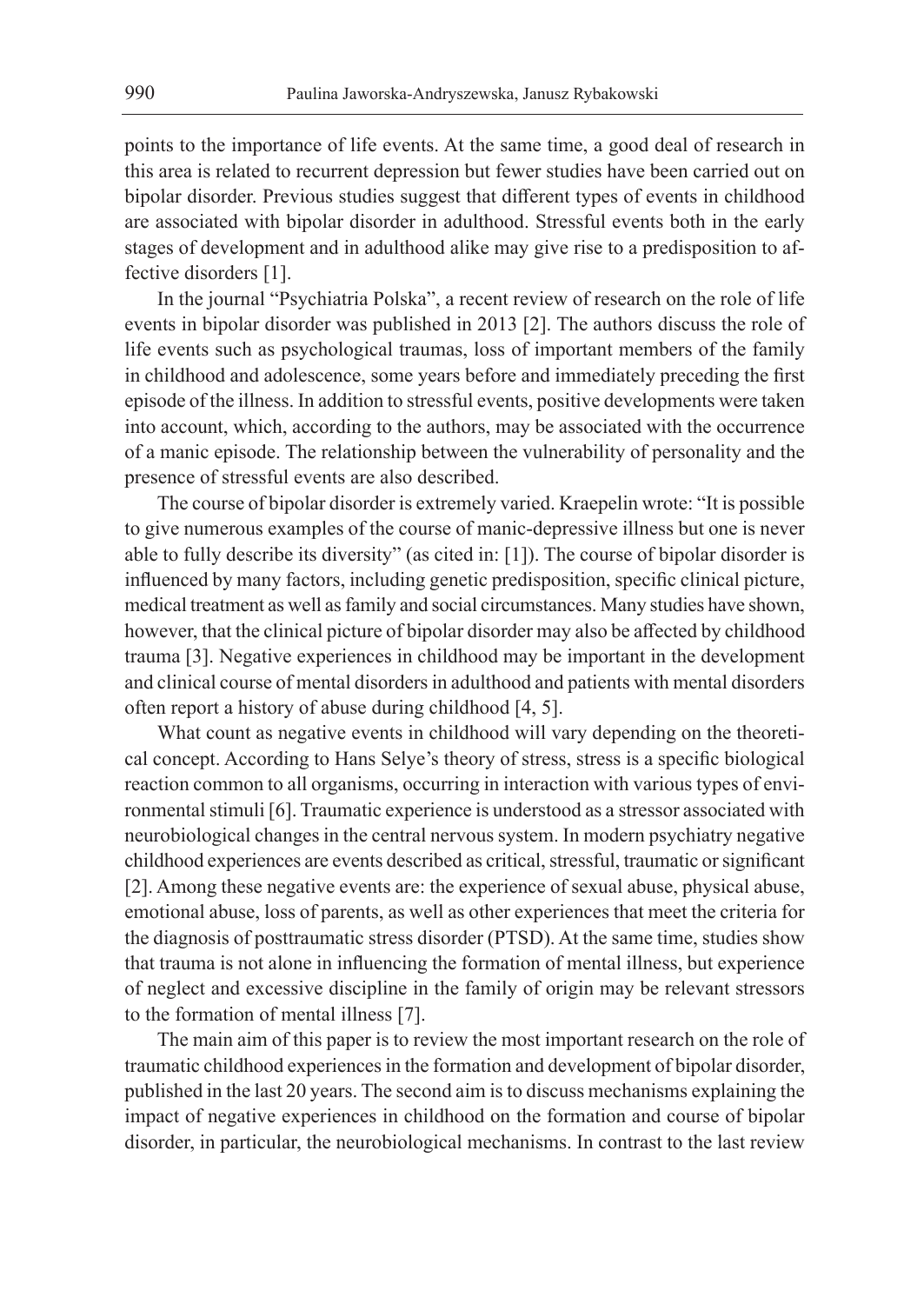points to the importance of life events. At the same time, a good deal of research in this area is related to recurrent depression but fewer studies have been carried out on bipolar disorder. Previous studies suggest that different types of events in childhood are associated with bipolar disorder in adulthood. Stressful events both in the early stages of development and in adulthood alike may give rise to a predisposition to affective disorders [1].

In the journal "Psychiatria Polska", a recent review of research on the role of life events in bipolar disorder was published in 2013 [2]. The authors discuss the role of life events such as psychological traumas, loss of important members of the family in childhood and adolescence, some years before and immediately preceding the first episode of the illness. In addition to stressful events, positive developments were taken into account, which, according to the authors, may be associated with the occurrence of a manic episode. The relationship between the vulnerability of personality and the presence of stressful events are also described.

The course of bipolar disorder is extremely varied. Kraepelin wrote: "It is possible to give numerous examples of the course of manic-depressive illness but one is never able to fully describe its diversity" (as cited in: [1]). The course of bipolar disorder is influenced by many factors, including genetic predisposition, specific clinical picture, medical treatment as well as family and social circumstances. Many studies have shown, however, that the clinical picture of bipolar disorder may also be affected by childhood trauma [3]. Negative experiences in childhood may be important in the development and clinical course of mental disorders in adulthood and patients with mental disorders often report a history of abuse during childhood [4, 5].

What count as negative events in childhood will vary depending on the theoretical concept. According to Hans Selye's theory of stress, stress is a specific biological reaction common to all organisms, occurring in interaction with various types of environmental stimuli [6]. Traumatic experience is understood as a stressor associated with neurobiological changes in the central nervous system. In modern psychiatry negative childhood experiences are events described as critical, stressful, traumatic or significant [2]. Among these negative events are: the experience of sexual abuse, physical abuse, emotional abuse, loss of parents, as well as other experiences that meet the criteria for the diagnosis of posttraumatic stress disorder (PTSD). At the same time, studies show that trauma is not alone in influencing the formation of mental illness, but experience of neglect and excessive discipline in the family of origin may be relevant stressors to the formation of mental illness [7].

The main aim of this paper is to review the most important research on the role of traumatic childhood experiences in the formation and development of bipolar disorder, published in the last 20 years. The second aim is to discuss mechanisms explaining the impact of negative experiences in childhood on the formation and course of bipolar disorder, in particular, the neurobiological mechanisms. In contrast to the last review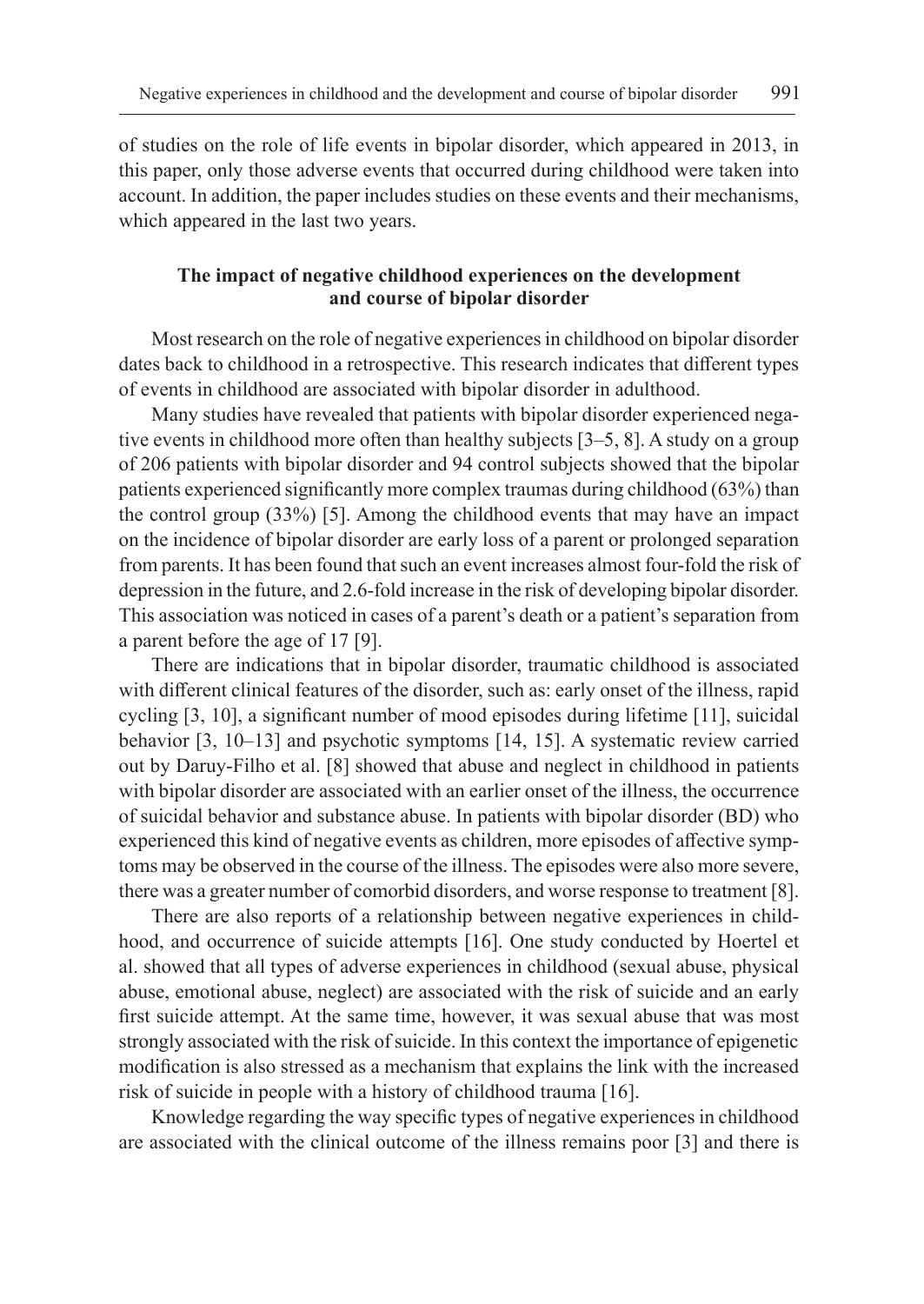of studies on the role of life events in bipolar disorder, which appeared in 2013, in this paper, only those adverse events that occurred during childhood were taken into account. In addition, the paper includes studies on these events and their mechanisms, which appeared in the last two years.

## The impact of negative childhood experiences on the development and course of bipolar disorder

Most research on the role of negative experiences in childhood on bipolar disorder dates back to childhood in a retrospective. This research indicates that different types of events in childhood are associated with bipolar disorder in adulthood.

Many studies have revealed that patients with bipolar disorder experienced negative events in childhood more often than healthy subjects [3–5, 8]. A study on a group of 206 patients with bipolar disorder and 94 control subjects showed that the bipolar patients experienced significantly more complex traumas during childhood (63%) than the control group (33%) [5]. Among the childhood events that may have an impact on the incidence of bipolar disorder are early loss of a parent or prolonged separation from parents. It has been found that such an event increases almost four-fold the risk of depression in the future, and 2.6-fold increase in the risk of developing bipolar disorder. This association was noticed in cases of a parent's death or a patient's separation from a parent before the age of 17 [9].

There are indications that in bipolar disorder, traumatic childhood is associated with different clinical features of the disorder, such as: early onset of the illness, rapid cycling [3, 10], a significant number of mood episodes during lifetime [11], suicidal behavior [3, 10–13] and psychotic symptoms [14, 15]. A systematic review carried out by Daruy-Filho et al. [8] showed that abuse and neglect in childhood in patients with bipolar disorder are associated with an earlier onset of the illness, the occurrence of suicidal behavior and substance abuse. In patients with bipolar disorder (BD) who experienced this kind of negative events as children, more episodes of affective symptoms may be observed in the course of the illness. The episodes were also more severe, there was a greater number of comorbid disorders, and worse response to treatment [8].

There are also reports of a relationship between negative experiences in childhood, and occurrence of suicide attempts [16]. One study conducted by Hoertel et al. showed that all types of adverse experiences in childhood (sexual abuse, physical abuse, emotional abuse, neglect) are associated with the risk of suicide and an early first suicide attempt. At the same time, however, it was sexual abuse that was most strongly associated with the risk of suicide. In this context the importance of epigenetic modification is also stressed as a mechanism that explains the link with the increased risk of suicide in people with a history of childhood trauma [16].

Knowledge regarding the way specific types of negative experiences in childhood are associated with the clinical outcome of the illness remains poor [3] and there is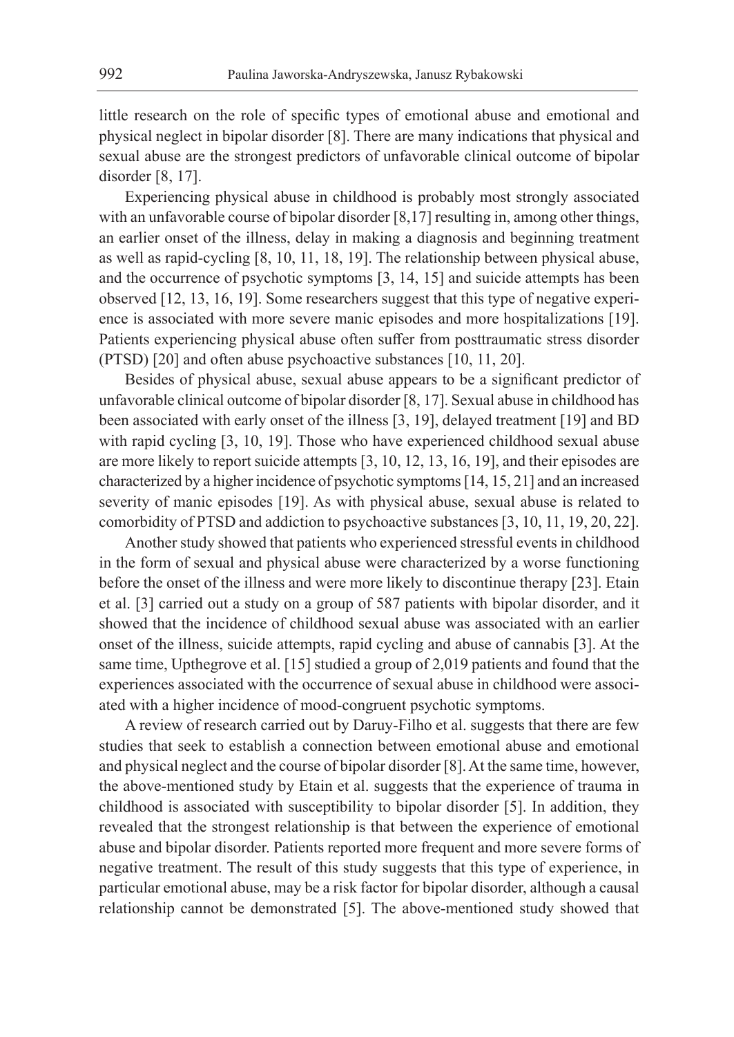little research on the role of specific types of emotional abuse and emotional and physical neglect in bipolar disorder [8]. There are many indications that physical and sexual abuse are the strongest predictors of unfavorable clinical outcome of bipolar disorder [8, 17].

Experiencing physical abuse in childhood is probably most strongly associated with an unfavorable course of bipolar disorder [8,17] resulting in, among other things, an earlier onset of the illness, delay in making a diagnosis and beginning treatment as well as rapid-cycling [8, 10, 11, 18, 19]. The relationship between physical abuse, and the occurrence of psychotic symptoms [3, 14, 15] and suicide attempts has been observed [12, 13, 16, 19]. Some researchers suggest that this type of negative experience is associated with more severe manic episodes and more hospitalizations [19]. Patients experiencing physical abuse often suffer from posttraumatic stress disorder (PTSD) [20] and often abuse psychoactive substances [10, 11, 20].

Besides of physical abuse, sexual abuse appears to be a significant predictor of unfavorable clinical outcome of bipolar disorder [8, 17]. Sexual abuse in childhood has been associated with early onset of the illness [3, 19], delayed treatment [19] and BD with rapid cycling [3, 10, 19]. Those who have experienced childhood sexual abuse are more likely to report suicide attempts [3, 10, 12, 13, 16, 19], and their episodes are characterized by a higher incidence of psychotic symptoms [14, 15, 21] and an increased severity of manic episodes [19]. As with physical abuse, sexual abuse is related to comorbidity of PTSD and addiction to psychoactive substances [3, 10, 11, 19, 20, 22].

Another study showed that patients who experienced stressful events in childhood in the form of sexual and physical abuse were characterized by a worse functioning before the onset of the illness and were more likely to discontinue therapy [23]. Etain et al. [3] carried out a study on a group of 587 patients with bipolar disorder, and it showed that the incidence of childhood sexual abuse was associated with an earlier onset of the illness, suicide attempts, rapid cycling and abuse of cannabis [3]. At the same time, Upthegrove et al. [15] studied a group of 2,019 patients and found that the experiences associated with the occurrence of sexual abuse in childhood were associated with a higher incidence of mood-congruent psychotic symptoms.

A review of research carried out by Daruy-Filho et al. suggests that there are few studies that seek to establish a connection between emotional abuse and emotional and physical neglect and the course of bipolar disorder [8]. At the same time, however, the above-mentioned study by Etain et al. suggests that the experience of trauma in childhood is associated with susceptibility to bipolar disorder [5]. In addition, they revealed that the strongest relationship is that between the experience of emotional abuse and bipolar disorder. Patients reported more frequent and more severe forms of negative treatment. The result of this study suggests that this type of experience, in particular emotional abuse, may be a risk factor for bipolar disorder, although a causal relationship cannot be demonstrated [5]. The above-mentioned study showed that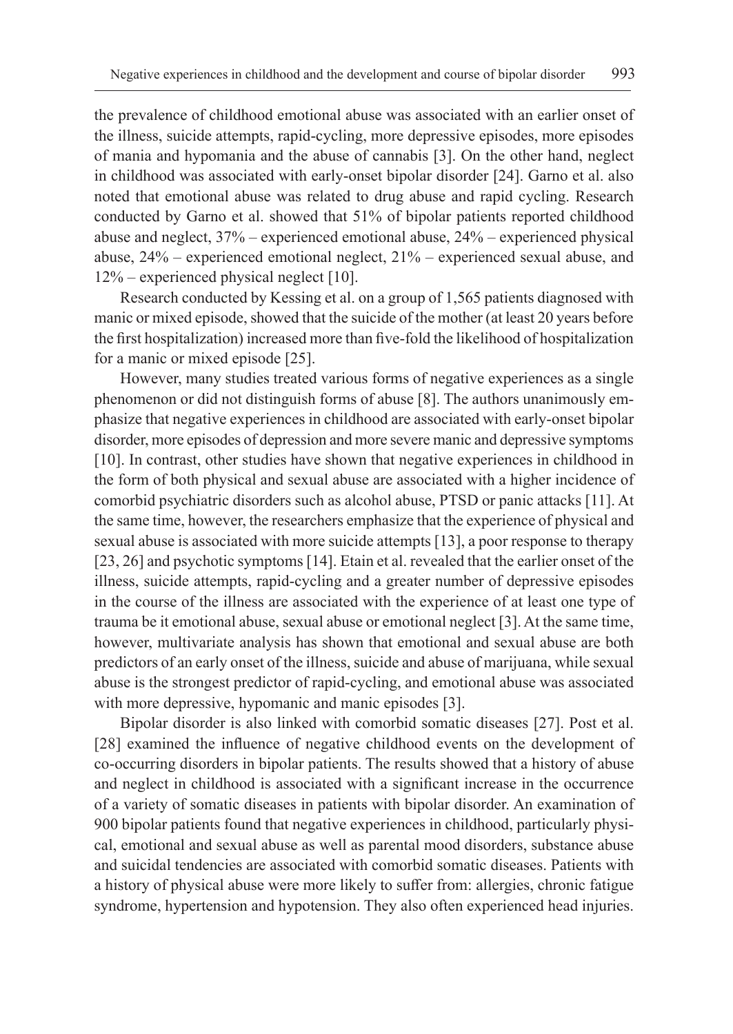the prevalence of childhood emotional abuse was associated with an earlier onset of the illness, suicide attempts, rapid-cycling, more depressive episodes, more episodes of mania and hypomania and the abuse of cannabis [3]. On the other hand, neglect in childhood was associated with early-onset bipolar disorder [24]. Garno et al. also noted that emotional abuse was related to drug abuse and rapid cycling. Research conducted by Garno et al. showed that 51% of bipolar patients reported childhood abuse and neglect, 37% – experienced emotional abuse, 24% – experienced physical abuse, 24% – experienced emotional neglect, 21% – experienced sexual abuse, and 12% – experienced physical neglect [10].

Research conducted by Kessing et al. on a group of 1,565 patients diagnosed with manic or mixed episode, showed that the suicide of the mother (at least 20 years before the first hospitalization) increased more than five-fold the likelihood of hospitalization for a manic or mixed episode [25].

However, many studies treated various forms of negative experiences as a single phenomenon or did not distinguish forms of abuse [8]. The authors unanimously emphasize that negative experiences in childhood are associated with early-onset bipolar disorder, more episodes of depression and more severe manic and depressive symptoms [10]. In contrast, other studies have shown that negative experiences in childhood in the form of both physical and sexual abuse are associated with a higher incidence of comorbid psychiatric disorders such as alcohol abuse, PTSD or panic attacks [11]. At the same time, however, the researchers emphasize that the experience of physical and sexual abuse is associated with more suicide attempts [13], a poor response to therapy [23, 26] and psychotic symptoms [14]. Etain et al. revealed that the earlier onset of the illness, suicide attempts, rapid-cycling and a greater number of depressive episodes in the course of the illness are associated with the experience of at least one type of trauma be it emotional abuse, sexual abuse or emotional neglect [3]. At the same time, however, multivariate analysis has shown that emotional and sexual abuse are both predictors of an early onset of the illness, suicide and abuse of marijuana, while sexual abuse is the strongest predictor of rapid-cycling, and emotional abuse was associated with more depressive, hypomanic and manic episodes [3].

Bipolar disorder is also linked with comorbid somatic diseases [27]. Post et al. [28] examined the influence of negative childhood events on the development of co-occurring disorders in bipolar patients. The results showed that a history of abuse and neglect in childhood is associated with a significant increase in the occurrence of a variety of somatic diseases in patients with bipolar disorder. An examination of 900 bipolar patients found that negative experiences in childhood, particularly physical, emotional and sexual abuse as well as parental mood disorders, substance abuse and suicidal tendencies are associated with comorbid somatic diseases. Patients with a history of physical abuse were more likely to suffer from: allergies, chronic fatigue syndrome, hypertension and hypotension. They also often experienced head injuries.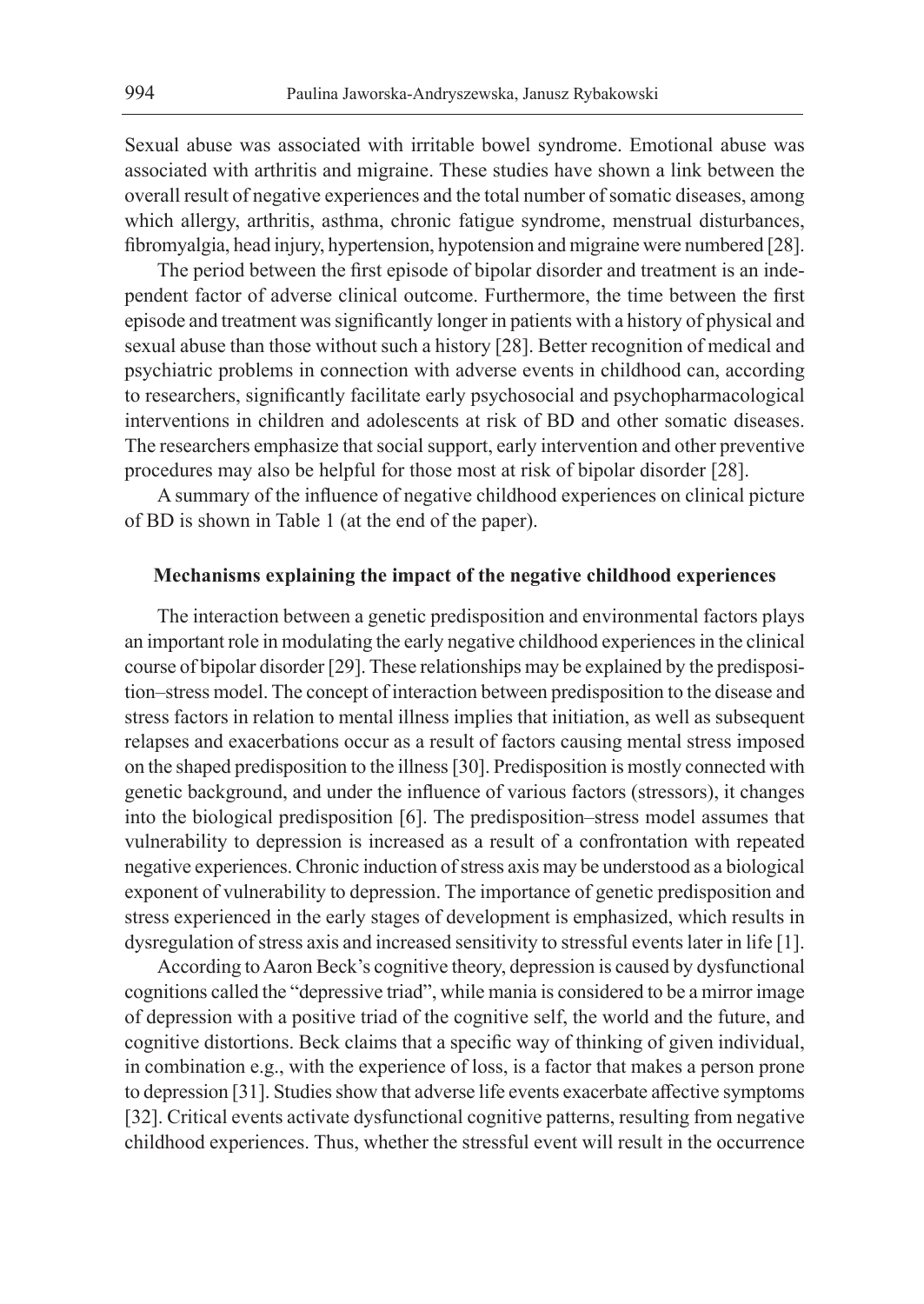Sexual abuse was associated with irritable bowel syndrome. Emotional abuse was associated with arthritis and migraine. These studies have shown a link between the overall result of negative experiences and the total number of somatic diseases, among which allergy, arthritis, asthma, chronic fatigue syndrome, menstrual disturbances, fibromyalgia, head injury, hypertension, hypotension and migraine were numbered [28].

The period between the first episode of bipolar disorder and treatment is an independent factor of adverse clinical outcome. Furthermore, the time between the first episode and treatment was significantly longer in patients with a history of physical and sexual abuse than those without such a history [28]. Better recognition of medical and psychiatric problems in connection with adverse events in childhood can, according to researchers, significantly facilitate early psychosocial and psychopharmacological interventions in children and adolescents at risk of BD and other somatic diseases. The researchers emphasize that social support, early intervention and other preventive procedures may also be helpful for those most at risk of bipolar disorder [28].

A summary of the influence of negative childhood experiences on clinical picture of BD is shown in Table 1 (at the end of the paper).

## Mechanisms explaining the impact of the negative childhood experiences

The interaction between a genetic predisposition and environmental factors plays an important role in modulating the early negative childhood experiences in the clinical course of bipolar disorder [29]. These relationships may be explained by the predisposition–stress model. The concept of interaction between predisposition to the disease and stress factors in relation to mental illness implies that initiation, as well as subsequent relapses and exacerbations occur as a result of factors causing mental stress imposed on the shaped predisposition to the illness [30]. Predisposition is mostly connected with genetic background, and under the influence of various factors (stressors), it changes into the biological predisposition [6]. The predisposition–stress model assumes that vulnerability to depression is increased as a result of a confrontation with repeated negative experiences. Chronic induction of stress axis may be understood as a biological exponent of vulnerability to depression. The importance of genetic predisposition and stress experienced in the early stages of development is emphasized, which results in dysregulation of stress axis and increased sensitivity to stressful events later in life [1].

According to Aaron Beck's cognitive theory, depression is caused by dysfunctional cognitions called the "depressive triad", while mania is considered to be a mirror image of depression with a positive triad of the cognitive self, the world and the future, and cognitive distortions. Beck claims that a specific way of thinking of given individual, in combination e.g., with the experience of loss, is a factor that makes a person prone to depression [31]. Studies show that adverse life events exacerbate affective symptoms [32]. Critical events activate dysfunctional cognitive patterns, resulting from negative childhood experiences. Thus, whether the stressful event will result in the occurrence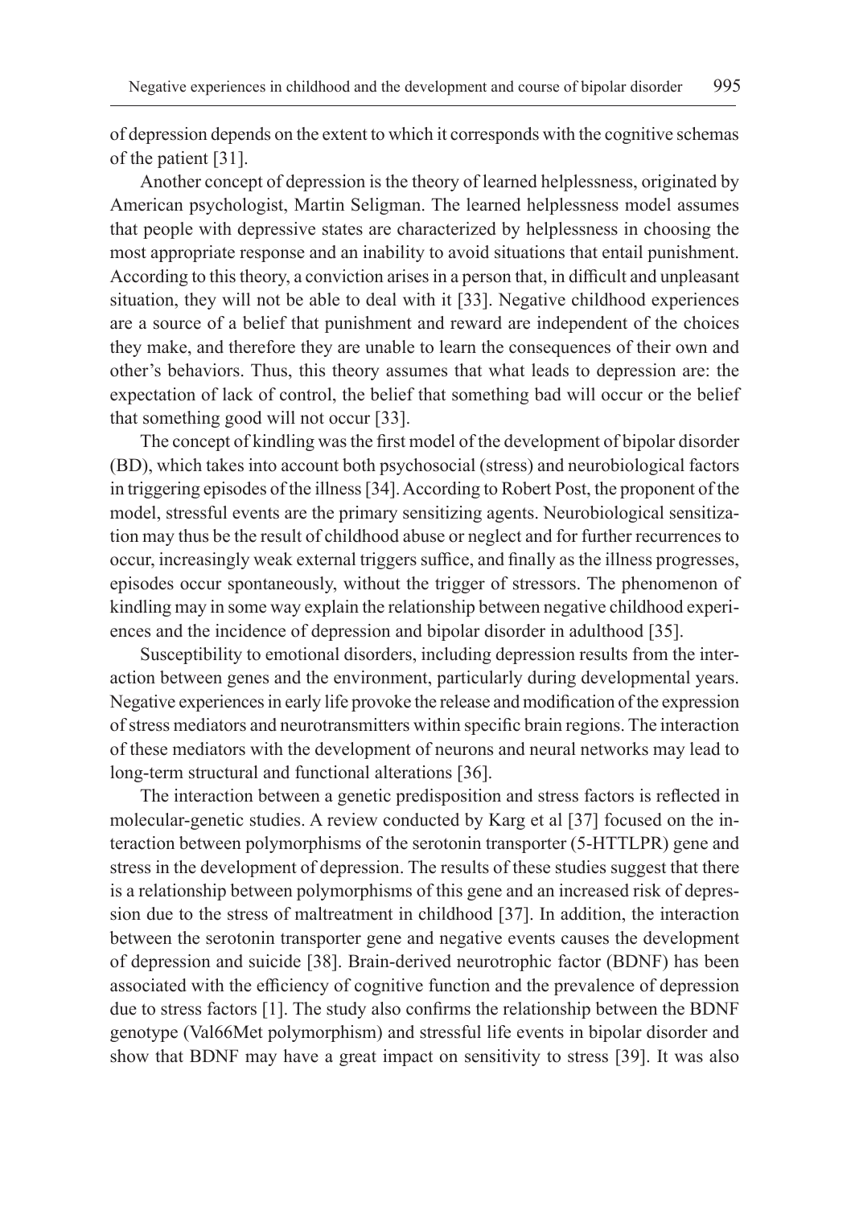of depression depends on the extent to which it corresponds with the cognitive schemas of the patient [31].

Another concept of depression is the theory of learned helplessness, originated by American psychologist, Martin Seligman. The learned helplessness model assumes that people with depressive states are characterized by helplessness in choosing the most appropriate response and an inability to avoid situations that entail punishment. According to this theory, a conviction arises in a person that, in difficult and unpleasant situation, they will not be able to deal with it [33]. Negative childhood experiences are a source of a belief that punishment and reward are independent of the choices they make, and therefore they are unable to learn the consequences of their own and other's behaviors. Thus, this theory assumes that what leads to depression are: the expectation of lack of control, the belief that something bad will occur or the belief that something good will not occur [33].

The concept of kindling was the first model of the development of bipolar disorder (BD), which takes into account both psychosocial (stress) and neurobiological factors in triggering episodes of the illness [34]. According to Robert Post, the proponent of the model, stressful events are the primary sensitizing agents. Neurobiological sensitization may thus be the result of childhood abuse or neglect and for further recurrences to occur, increasingly weak external triggers suffice, and finally as the illness progresses, episodes occur spontaneously, without the trigger of stressors. The phenomenon of kindling may in some way explain the relationship between negative childhood experiences and the incidence of depression and bipolar disorder in adulthood [35].

Susceptibility to emotional disorders, including depression results from the interaction between genes and the environment, particularly during developmental years. Negative experiences in early life provoke the release and modification of the expression of stress mediators and neurotransmitters within specific brain regions. The interaction of these mediators with the development of neurons and neural networks may lead to long-term structural and functional alterations [36].

The interaction between a genetic predisposition and stress factors is reflected in molecular-genetic studies. A review conducted by Karg et al [37] focused on the interaction between polymorphisms of the serotonin transporter (5-HTTLPR) gene and stress in the development of depression. The results of these studies suggest that there is a relationship between polymorphisms of this gene and an increased risk of depression due to the stress of maltreatment in childhood [37]. In addition, the interaction between the serotonin transporter gene and negative events causes the development of depression and suicide [38]. Brain-derived neurotrophic factor (BDNF) has been associated with the efficiency of cognitive function and the prevalence of depression due to stress factors [1]. The study also confirms the relationship between the BDNF genotype (Val66Met polymorphism) and stressful life events in bipolar disorder and show that BDNF may have a great impact on sensitivity to stress [39]. It was also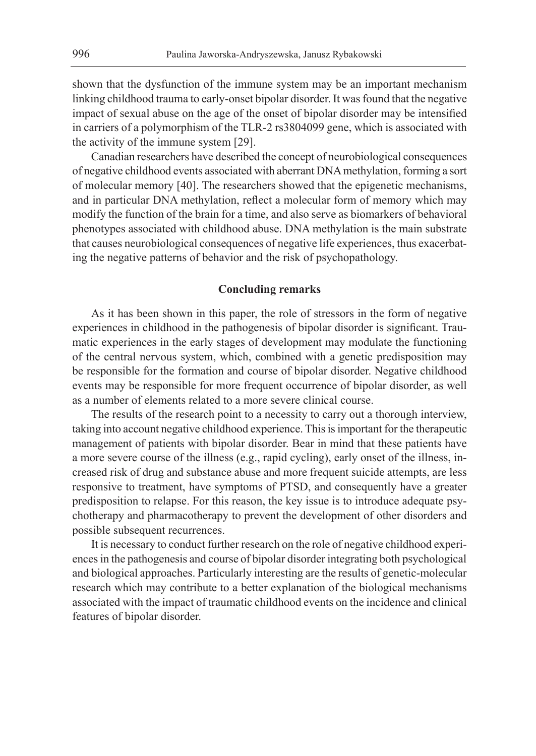shown that the dysfunction of the immune system may be an important mechanism linking childhood trauma to early-onset bipolar disorder. It was found that the negative impact of sexual abuse on the age of the onset of bipolar disorder may be intensified in carriers of a polymorphism of the TLR-2 rs3804099 gene, which is associated with the activity of the immune system [29].

Canadian researchers have described the concept of neurobiological consequences of negative childhood events associated with aberrant DNA methylation, forming a sort of molecular memory [40]. The researchers showed that the epigenetic mechanisms, and in particular DNA methylation, reflect a molecular form of memory which may modify the function of the brain for a time, and also serve as biomarkers of behavioral phenotypes associated with childhood abuse. DNA methylation is the main substrate that causes neurobiological consequences of negative life experiences, thus exacerbating the negative patterns of behavior and the risk of psychopathology.

## Concluding remarks

As it has been shown in this paper, the role of stressors in the form of negative experiences in childhood in the pathogenesis of bipolar disorder is significant. Traumatic experiences in the early stages of development may modulate the functioning of the central nervous system, which, combined with a genetic predisposition may be responsible for the formation and course of bipolar disorder. Negative childhood events may be responsible for more frequent occurrence of bipolar disorder, as well as a number of elements related to a more severe clinical course.

The results of the research point to a necessity to carry out a thorough interview, taking into account negative childhood experience. This is important for the therapeutic management of patients with bipolar disorder. Bear in mind that these patients have a more severe course of the illness (e.g., rapid cycling), early onset of the illness, increased risk of drug and substance abuse and more frequent suicide attempts, are less responsive to treatment, have symptoms of PTSD, and consequently have a greater predisposition to relapse. For this reason, the key issue is to introduce adequate psychotherapy and pharmacotherapy to prevent the development of other disorders and possible subsequent recurrences.

It is necessary to conduct further research on the role of negative childhood experiences in the pathogenesis and course of bipolar disorder integrating both psychological and biological approaches. Particularly interesting are the results of genetic-molecular research which may contribute to a better explanation of the biological mechanisms associated with the impact of traumatic childhood events on the incidence and clinical features of bipolar disorder.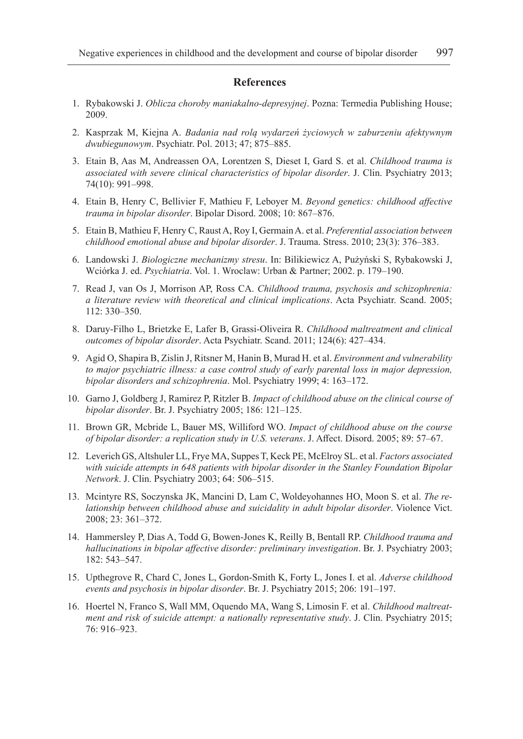## References

1. Rybakowski J. *Oblicza choroby maniakalno-depresyjnej*. Pozna: Termedia Publishing House; 2009.
2. Kasprzak M, Kiejna A. *Badania nad rolą wydarzeń życiowych w zaburzeniu afektywnym dwubiegunowym*. Psychiatr. Pol. 2013; 47; 875–885.
3. Etain B, Aas M, Andreassen OA, Lorentzen S, Dieset I, Gard S. et al. *Childhood trauma is associated with severe clinical characteristics of bipolar disorder*. J. Clin. Psychiatry 2013; 74(10): 991–998.
4. Etain B, Henry C, Bellivier F, Mathieu F, Leboyer M. *Beyond genetics: childhood affective trauma in bipolar disorder*. Bipolar Disord. 2008; 10: 867–876.
5. Etain B, Mathieu F, Henry C, Raust A, Roy I, Germain A. et al. *Preferential association between childhood emotional abuse and bipolar disorder*. J. Trauma. Stress. 2010; 23(3): 376–383.
6. Landowski J. *Biologiczne mechanizmy stresu*. In: Bilikiewicz A, Pużyński S, Rybakowski J, Wciórka J. ed. *Psychiatria*. Vol. 1. Wroclaw: Urban & Partner; 2002. p. 179–190.
7. Read J, van Os J, Morrison AP, Ross CA. *Childhood trauma, psychosis and schizophrenia: a literature review with theoretical and clinical implications*. Acta Psychiatr. Scand. 2005; 112: 330–350.
8. Daruy-Filho L, Brietzke E, Lafer B, Grassi-Oliveira R. *Childhood maltreatment and clinical outcomes of bipolar disorder*. Acta Psychiatr. Scand. 2011; 124(6): 427–434.
9. Agid O, Shapira B, Zislin J, Ritsner M, Hanin B, Murad H. et al. *Environment and vulnerability to major psychiatric illness: a case control study of early parental loss in major depression, bipolar disorders and schizophrenia*. Mol. Psychiatry 1999; 4: 163–172.
10. Garno J, Goldberg J, Ramirez P, Ritzler B. *Impact of childhood abuse on the clinical course of bipolar disorder*. Br. J. Psychiatry 2005; 186: 121–125.
11. Brown GR, Mcbride L, Bauer MS, Williford WO. *Impact of childhood abuse on the course of bipolar disorder: a replication study in U.S. veterans*. J. Affect. Disord. 2005; 89: 57–67.
12. Leverich GS, Altshuler LL, Frye MA, Suppes T, Keck PE, McElroy SL. et al. *Factors associated with suicide attempts in 648 patients with bipolar disorder in the Stanley Foundation Bipolar Network*. J. Clin. Psychiatry 2003; 64: 506–515.
13. Mcintyre RS, Soczynska JK, Mancini D, Lam C, Woldeyohannes HO, Moon S. et al. *The relationship between childhood abuse and suicidality in adult bipolar disorder*. Violence Vict. 2008; 23: 361–372.
14. Hammersley P, Dias A, Todd G, Bowen-Jones K, Reilly B, Bentall RP. *Childhood trauma and hallucinations in bipolar affective disorder: preliminary investigation*. Br. J. Psychiatry 2003; 182: 543–547.
15. Upthegrove R, Chard C, Jones L, Gordon-Smith K, Forty L, Jones I. et al. *Adverse childhood events and psychosis in bipolar disorder*. Br. J. Psychiatry 2015; 206: 191–197.
16. Hoertel N, Franco S, Wall MM, Oquendo MA, Wang S, Limosin F. et al. *Childhood maltreatment and risk of suicide attempt: a nationally representative study*. J. Clin. Psychiatry 2015; 76: 916–923.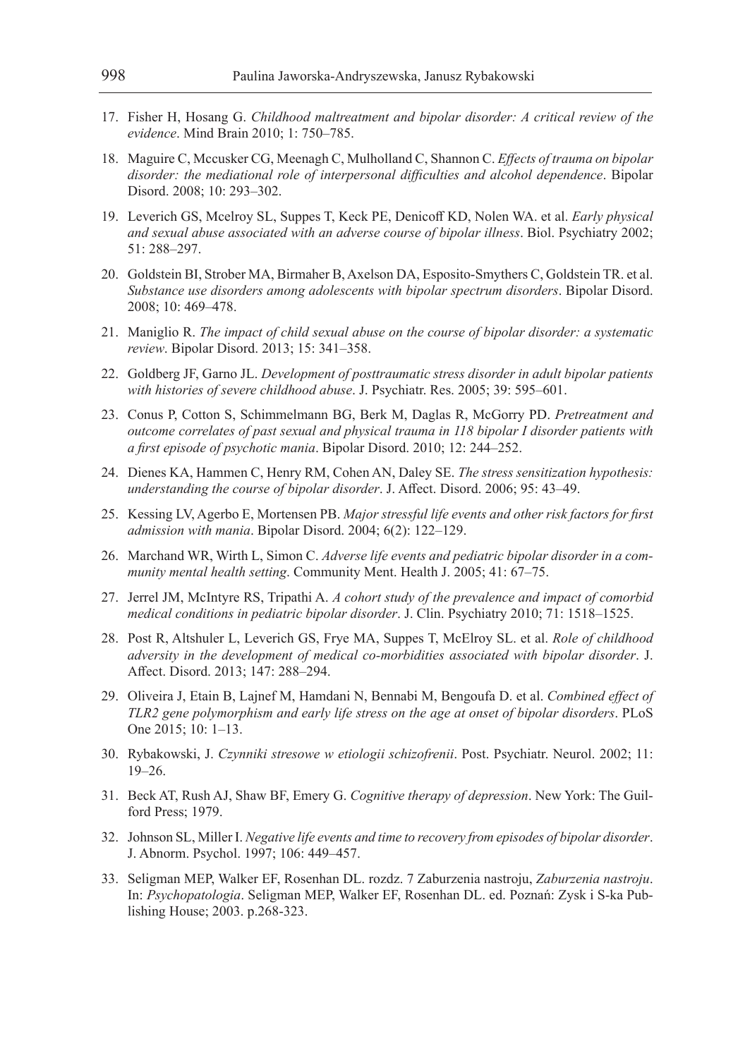17. Fisher H, Hosang G. *Childhood maltreatment and bipolar disorder: A critical review of the evidence*. Mind Brain 2010; 1: 750–785.
18. Maguire C, Mccusker CG, Meenagh C, Mulholland C, Shannon C. *Effects of trauma on bipolar disorder: the mediational role of interpersonal difficulties and alcohol dependence*. Bipolar Disord. 2008; 10: 293–302.
19. Leverich GS, Mcelroy SL, Suppes T, Keck PE, Denicoff KD, Nolen WA. et al. *Early physical and sexual abuse associated with an adverse course of bipolar illness*. Biol. Psychiatry 2002; 51: 288–297.
20. Goldstein BI, Strober MA, Birmaher B, Axelson DA, Esposito-Smythers C, Goldstein TR. et al. *Substance use disorders among adolescents with bipolar spectrum disorders*. Bipolar Disord. 2008; 10: 469–478.
21. Maniglio R. *The impact of child sexual abuse on the course of bipolar disorder: a systematic review*. Bipolar Disord. 2013; 15: 341–358.
22. Goldberg JF, Garno JL. *Development of posttraumatic stress disorder in adult bipolar patients with histories of severe childhood abuse*. J. Psychiatr. Res. 2005; 39: 595–601.
23. Conus P, Cotton S, Schimmelmann BG, Berk M, Daglas R, McGorry PD. *Pretreatment and outcome correlates of past sexual and physical trauma in 118 bipolar I disorder patients with a first episode of psychotic mania*. Bipolar Disord. 2010; 12: 244–252.
24. Dienes KA, Hammen C, Henry RM, Cohen AN, Daley SE. *The stress sensitization hypothesis: understanding the course of bipolar disorder*. J. Affect. Disord. 2006; 95: 43–49.
25. Kessing LV, Agerbo E, Mortensen PB. *Major stressful life events and other risk factors for first admission with mania*. Bipolar Disord. 2004; 6(2): 122–129.
26. Marchand WR, Wirth L, Simon C. *Adverse life events and pediatric bipolar disorder in a community mental health setting*. Community Ment. Health J. 2005; 41: 67–75.
27. Jerrel JM, McIntyre RS, Tripathi A. *A cohort study of the prevalence and impact of comorbid medical conditions in pediatric bipolar disorder*. J. Clin. Psychiatry 2010; 71: 1518–1525.
28. Post R, Altshuler L, Leverich GS, Frye MA, Suppes T, McElroy SL. et al. *Role of childhood adversity in the development of medical co-morbidities associated with bipolar disorder*. J. Affect. Disord. 2013; 147: 288–294.
29. Oliveira J, Etain B, Lajnef M, Hamdani N, Bennabi M, Bengoufa D. et al. *Combined effect of TLR2 gene polymorphism and early life stress on the age at onset of bipolar disorders*. PLoS One 2015; 10: 1–13.
30. Rybakowski, J. *Czynniki stresowe w etiologii schizofrenii*. Post. Psychiatr. Neurol. 2002; 11: 19–26.
31. Beck AT, Rush AJ, Shaw BF, Emery G. *Cognitive therapy of depression*. New York: The Guilford Press; 1979.
32. Johnson SL, Miller I. *Negative life events and time to recovery from episodes of bipolar disorder*. J. Abnorm. Psychol. 1997; 106: 449–457.
33. Seligman MEP, Walker EF, Rosenhan DL. rozdz. 7 Zaburzenia nastroju, *Zaburzenia nastroju*. In: *Psychopatologia*. Seligman MEP, Walker EF, Rosenhan DL. ed. Poznań: Zysk i S-ka Publishing House; 2003. p.268-323.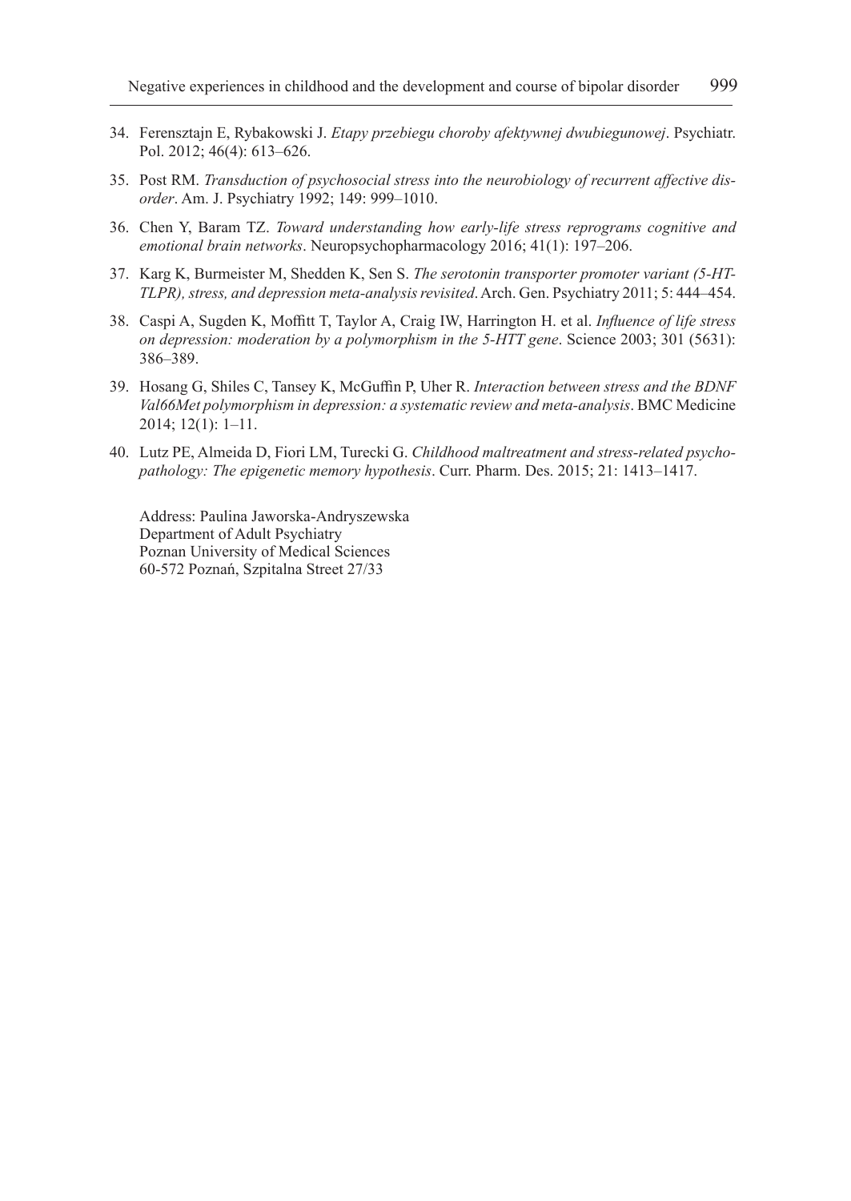34. Ferensztajn E, Rybakowski J. *Etapy przebiegu choroby afektywnej dwubiegunowej*. Psychiatr. Pol. 2012; 46(4): 613–626.
35. Post RM. *Transduction of psychosocial stress into the neurobiology of recurrent affective disorder*. Am. J. Psychiatry 1992; 149: 999–1010.
36. Chen Y, Baram TZ. *Toward understanding how early-life stress reprograms cognitive and emotional brain networks*. Neuropsychopharmacology 2016; 41(1): 197–206.
37. Karg K, Burmeister M, Shedden K, Sen S. *The serotonin transporter promoter variant (5-HT-TLPR), stress, and depression meta-analysis revisited*. Arch. Gen. Psychiatry 2011; 5: 444–454.
38. Caspi A, Sugden K, Moffitt T, Taylor A, Craig IW, Harrington H. et al. *Influence of life stress on depression: moderation by a polymorphism in the 5-HTT gene*. Science 2003; 301 (5631): 386–389.
39. Hosang G, Shiles C, Tansey K, McGuffin P, Uher R. *Interaction between stress and the BDNF Val66Met polymorphism in depression: a systematic review and meta-analysis*. BMC Medicine 2014; 12(1): 1–11.
40. Lutz PE, Almeida D, Fiori LM, Turecki G. *Childhood maltreatment and stress-related psychopathology: The epigenetic memory hypothesis*. Curr. Pharm. Des. 2015; 21: 1413–1417.

Address: Paulina Jaworska-Andryszewska
Department of Adult Psychiatry
Poznan University of Medical Sciences
60-572 Poznań, Szpitalna Street 27/33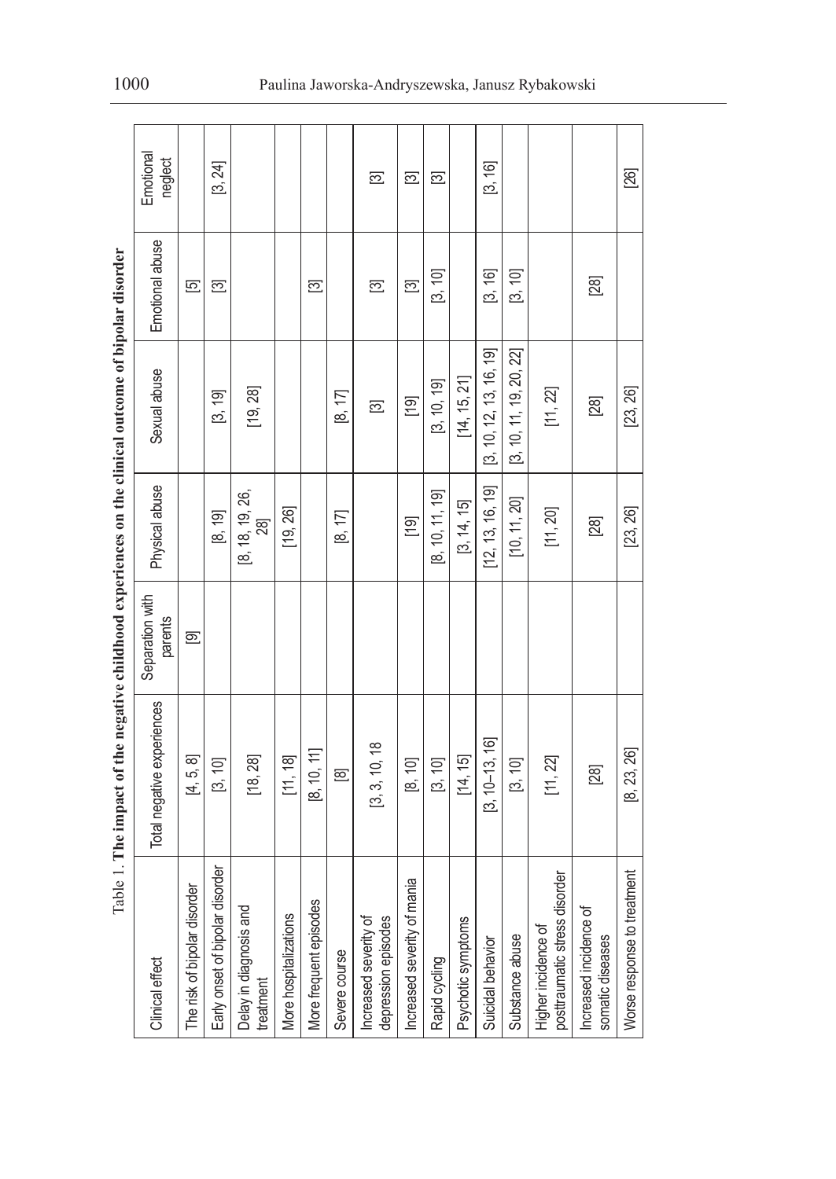Table 1. **The impact of the negative childhood experiences on the clinical outcome of bipolar disorder**

| Clinical effect | Total negative experiences | Separation with parents | Physical abuse | Sexual abuse | Emotional abuse | Emotional neglect |
|---|---|---|---|---|---|---|
| The risk of bipolar disorder | [4, 5, 8] | [9] | | | [5] | |
| Early onset of bipolar disorder | [3, 10] | | [8, 19] | [3, 19] | [3] | [3, 24] |
| Delay in diagnosis and treatment | [18, 28] | | [8, 18, 19, 26, 28] | [19, 28] | | |
| More hospitalizations | [11, 18] | | [19, 26] | | | |
| More frequent episodes | [8, 10, 11] | | | | [3] | |
| Severe course | [8] | | [8, 17] | [8, 17] | | |
| Increased severity of depression episodes | [3, 3, 10, 18 | | | [3] | [3] | [3] |
| Increased severity of mania | [8, 10] | | [19] | [19] | [3] | [3] |
| Rapid cycling | [3, 10] | | [8, 10, 11, 19] | [3, 10, 19] | [3, 10] | [3] |
| Psychotic symptoms | [14, 15] | | [3, 14, 15] | [14, 15, 21] | | |
| Suicidal behavior | [3, 10–13, 16] | | [12, 13, 16, 19] | [3, 10, 12, 13, 16, 19] | [3, 16] | [3, 16] |
| Substance abuse | [3, 10] | | [10, 11, 20] | [3, 10, 11, 19, 20, 22] | [3, 10] | |
| Higher incidence of posttraumatic stress disorder | [11, 22] | | [11, 20] | [11, 22] | | |
| Increased incidence of somatic diseases | [28] | | [28] | [28] | [28] | |
| Worse response to treatment | [8, 23, 26] | | [23, 26] | [23, 26] | | [26] |